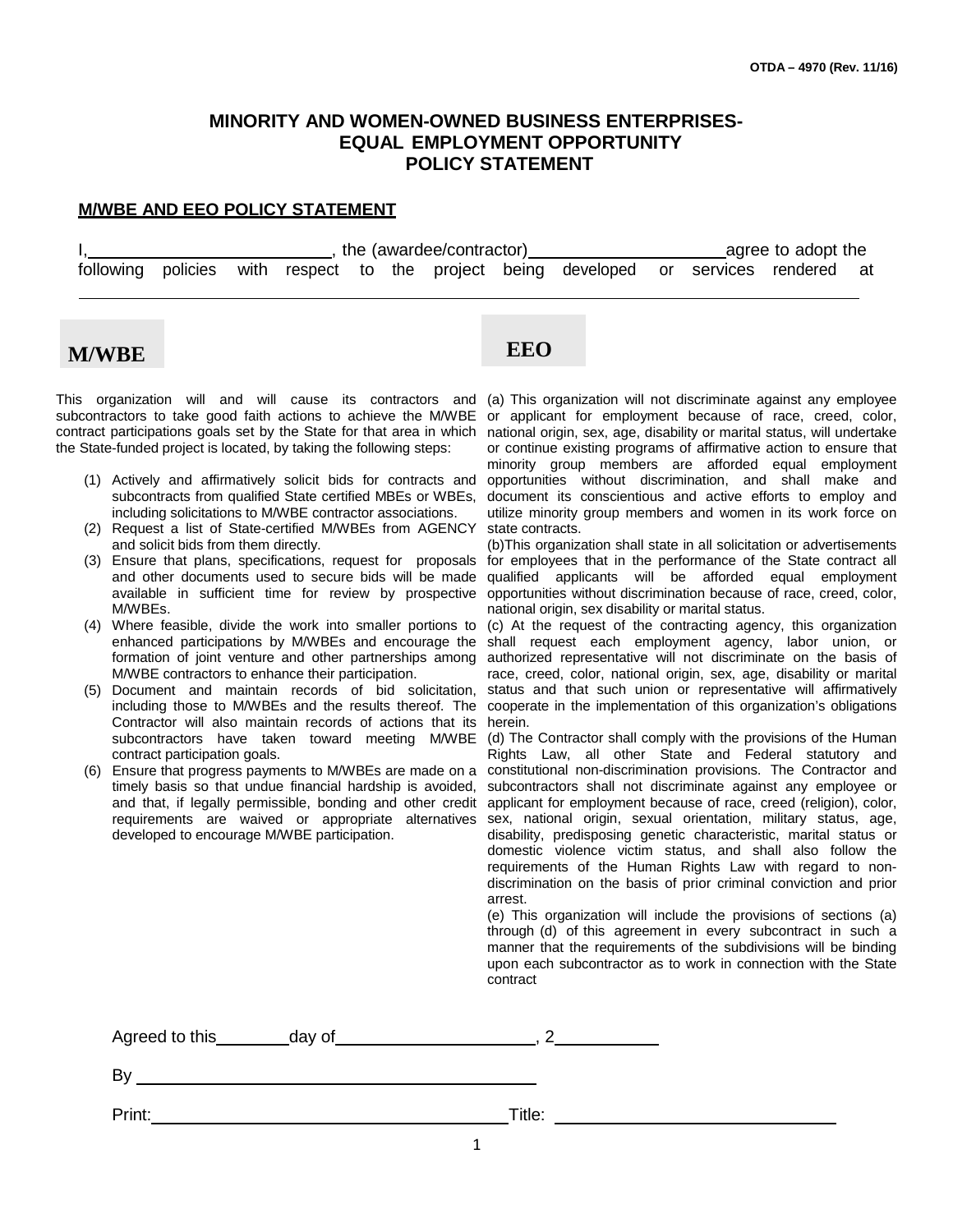OTDA – 4970 (Rev. 11/16)

# MINORITY AND WOMEN-OWNED BUSINESS ENTERPRISES-EQUAL EMPLOYMENT OPPORTUNITY POLICY STATEMENT

## M/WBE AND EEO POLICY STATEMENT

I,\_\_\_\_\_\_\_\_\_\_\_\_\_\_\_\_\_\_\_\_\_\_\_\_, the (awardee/contractor)\_\_\_\_\_\_\_\_\_\_\_\_\_\_\_\_\_\_\_\_agree to adopt the following policies with respect to the project being developed or services rendered at

\_\_\_\_\_\_\_\_\_\_\_\_\_\_\_\_\_\_\_\_\_\_\_\_\_\_\_\_\_\_\_\_\_\_\_\_\_\_\_\_\_\_\_\_\_\_\_\_\_\_\_\_\_\_\_\_\_\_\_\_\_\_\_\_\_\_\_\_\_\_\_\_

### M/WBE

This organization will and will cause its contractors and subcontractors to take good faith actions to achieve the M/WBE contract participations goals set by the State for that area in which the State-funded project is located, by taking the following steps:

1. Actively and affirmatively solicit bids for contracts and subcontracts from qualified State certified MBEs or WBEs, including solicitations to M/WBE contractor associations.
2. Request a list of State-certified M/WBEs from AGENCY and solicit bids from them directly.
3. Ensure that plans, specifications, request for proposals and other documents used to secure bids will be made available in sufficient time for review by prospective M/WBEs.
4. Where feasible, divide the work into smaller portions to enhanced participations by M/WBEs and encourage the formation of joint venture and other partnerships among M/WBE contractors to enhance their participation.
5. Document and maintain records of bid solicitation, including those to M/WBEs and the results thereof. The Contractor will also maintain records of actions that its subcontractors have taken toward meeting M/WBE contract participation goals.
6. Ensure that progress payments to M/WBEs are made on a timely basis so that undue financial hardship is avoided, and that, if legally permissible, bonding and other credit requirements are waived or appropriate alternatives developed to encourage M/WBE participation.

### EEO

(a) This organization will not discriminate against any employee or applicant for employment because of race, creed, color, national origin, sex, age, disability or marital status, will undertake or continue existing programs of affirmative action to ensure that minority group members are afforded equal employment opportunities without discrimination, and shall make and document its conscientious and active efforts to employ and utilize minority group members and women in its work force on state contracts.

(b)This organization shall state in all solicitation or advertisements for employees that in the performance of the State contract all qualified applicants will be afforded equal employment opportunities without discrimination because of race, creed, color, national origin, sex disability or marital status.

(c) At the request of the contracting agency, this organization shall request each employment agency, labor union, or authorized representative will not discriminate on the basis of race, creed, color, national origin, sex, age, disability or marital status and that such union or representative will affirmatively cooperate in the implementation of this organization's obligations herein.

(d) The Contractor shall comply with the provisions of the Human Rights Law, all other State and Federal statutory and constitutional non-discrimination provisions. The Contractor and subcontractors shall not discriminate against any employee or applicant for employment because of race, creed (religion), color, sex, national origin, sexual orientation, military status, age, disability, predisposing genetic characteristic, marital status or domestic violence victim status, and shall also follow the requirements of the Human Rights Law with regard to non-discrimination on the basis of prior criminal conviction and prior arrest.

(e) This organization will include the provisions of sections (a) through (d) of this agreement in every subcontract in such a manner that the requirements of the subdivisions will be binding upon each subcontractor as to work in connection with the State contract

Agreed to this\_\_\_\_\_\_\_day of\_\_\_\_\_\_\_\_\_\_\_\_\_\_\_\_\_\_\_\_, 2\_\_\_\_\_\_\_\_\_\_

By \_\_\_\_\_\_\_\_\_\_\_\_\_\_\_\_\_\_\_\_\_\_\_\_\_\_\_\_\_\_\_\_\_\_\_\_\_\_\_\_

Print:\_\_\_\_\_\_\_\_\_\_\_\_\_\_\_\_\_\_\_\_\_\_\_\_\_\_\_\_\_\_\_\_\_\_\_\_\_Title: \_\_\_\_\_\_\_\_\_\_\_\_\_\_\_\_\_\_\_\_\_\_\_\_\_\_\_\_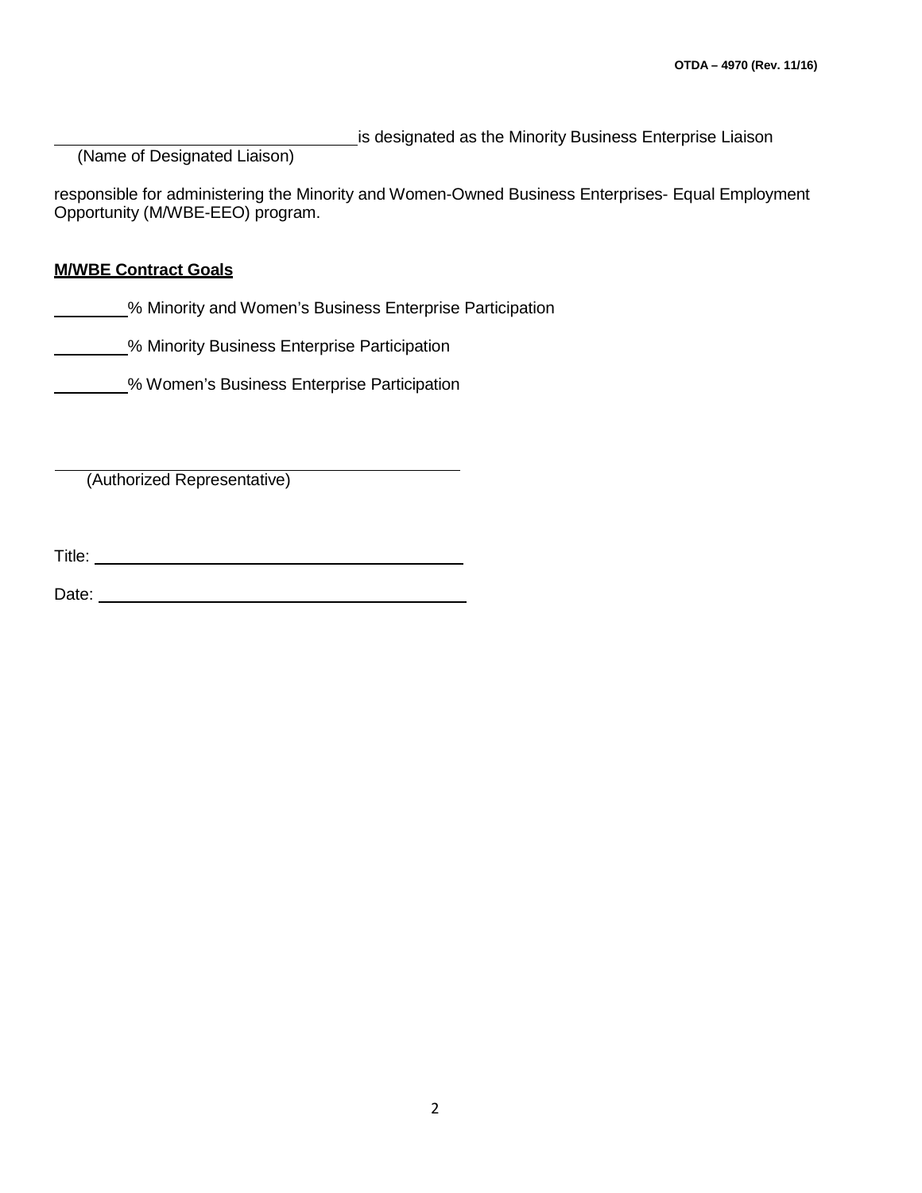________________________________ is designated as the Minority Business Enterprise Liaison
(Name of Designated Liaison)

responsible for administering the Minority and Women-Owned Business Enterprises- Equal Employment Opportunity (M/WBE-EEO) program.

**M/WBE Contract Goals**

________% Minority and Women's Business Enterprise Participation

________% Minority Business Enterprise Participation

________% Women's Business Enterprise Participation

________________________________________
(Authorized Representative)

Title: ________________________________________

Date: ________________________________________